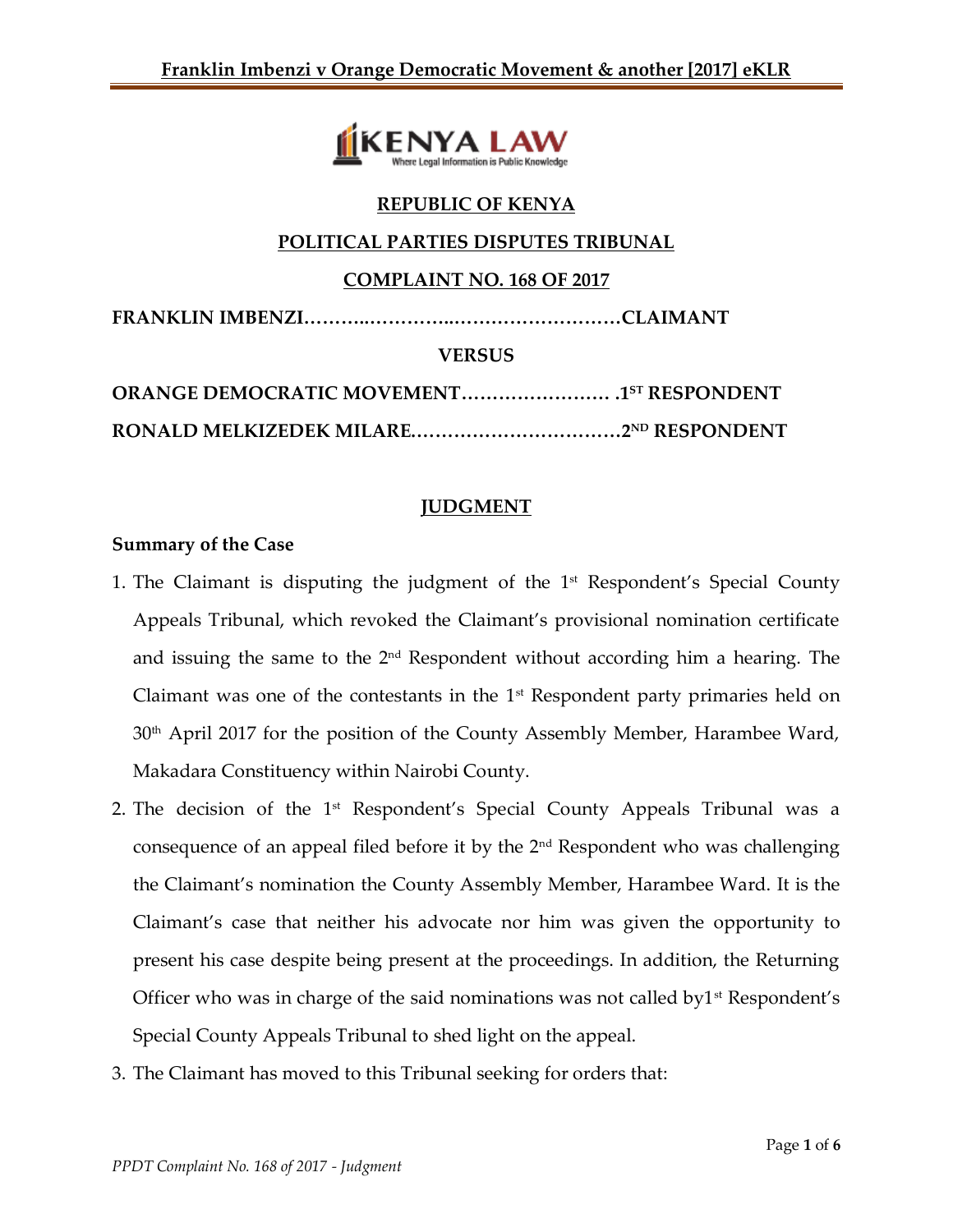REPUBLIC OF KENYA

POLITICAL PARTIES DISPUTES TRIBUNAL

COMPLAINT NO. 168 OF 2017

**FRANKLIN IMBENZI……….………….………………………CLAIMANT**

**VERSUS**

**ORANGE DEMOCRATIC MOVEMENT…………………… .1ST RESPONDENT**

**RONALD MELKIZEDEK MILARE……………………………2ND RESPONDENT**

## JUDGMENT

### Summary of the Case

1. The Claimant is disputing the judgment of the 1st Respondent's Special County Appeals Tribunal, which revoked the Claimant's provisional nomination certificate and issuing the same to the 2nd Respondent without according him a hearing. The Claimant was one of the contestants in the 1st Respondent party primaries held on 30th April 2017 for the position of the County Assembly Member, Harambee Ward, Makadara Constituency within Nairobi County.
2. The decision of the 1st Respondent's Special County Appeals Tribunal was a consequence of an appeal filed before it by the 2nd Respondent who was challenging the Claimant's nomination the County Assembly Member, Harambee Ward. It is the Claimant's case that neither his advocate nor him was given the opportunity to present his case despite being present at the proceedings. In addition, the Returning Officer who was in charge of the said nominations was not called by1st Respondent's Special County Appeals Tribunal to shed light on the appeal.
3. The Claimant has moved to this Tribunal seeking for orders that: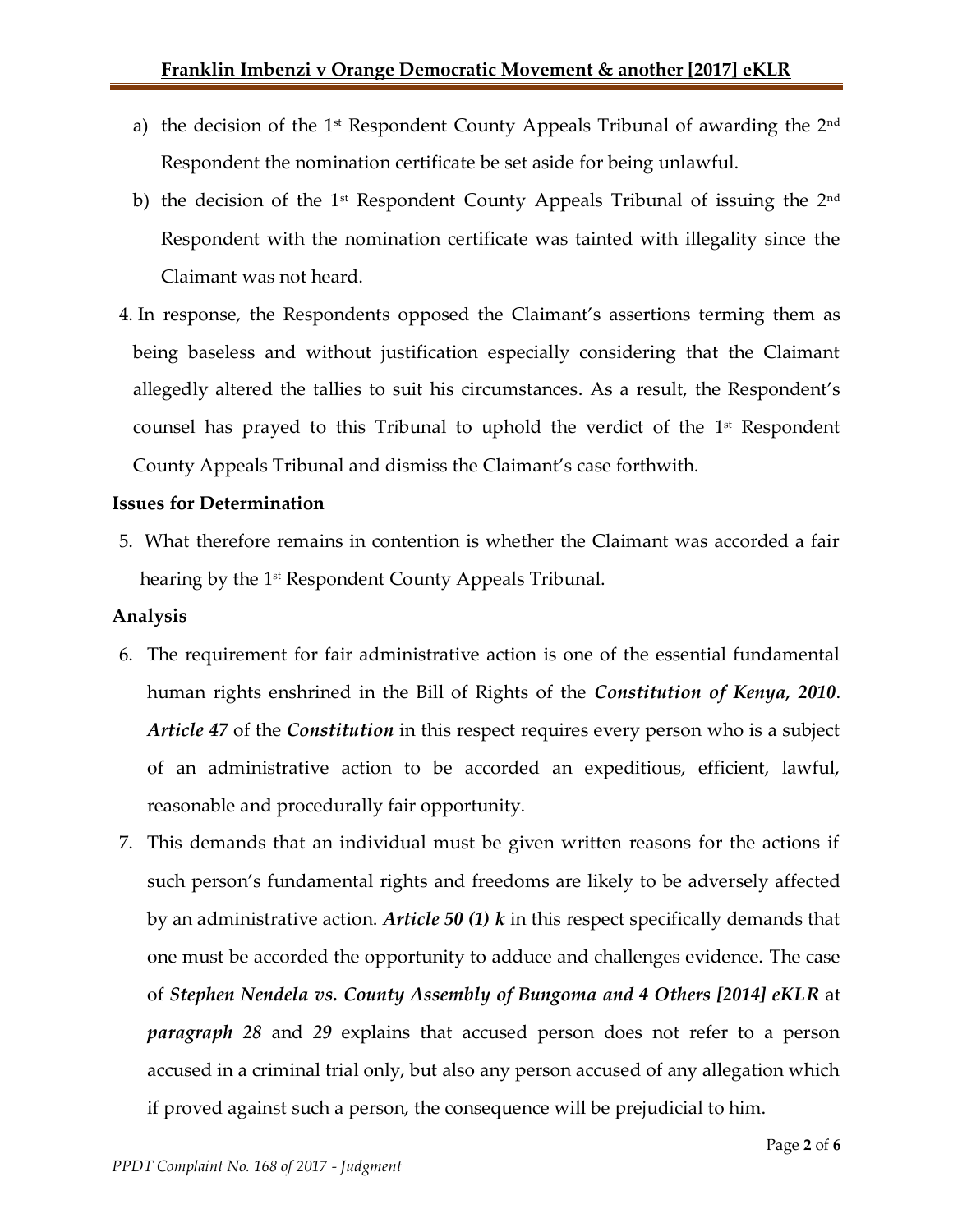a) the decision of the 1st Respondent County Appeals Tribunal of awarding the 2nd Respondent the nomination certificate be set aside for being unlawful.

b) the decision of the 1st Respondent County Appeals Tribunal of issuing the 2nd Respondent with the nomination certificate was tainted with illegality since the Claimant was not heard.

4. In response, the Respondents opposed the Claimant's assertions terming them as being baseless and without justification especially considering that the Claimant allegedly altered the tallies to suit his circumstances. As a result, the Respondent's counsel has prayed to this Tribunal to uphold the verdict of the 1st Respondent County Appeals Tribunal and dismiss the Claimant's case forthwith.

**Issues for Determination**

5. What therefore remains in contention is whether the Claimant was accorded a fair hearing by the 1st Respondent County Appeals Tribunal.

**Analysis**

6. The requirement for fair administrative action is one of the essential fundamental human rights enshrined in the Bill of Rights of the ***Constitution of Kenya, 2010***. ***Article 47*** of the ***Constitution*** in this respect requires every person who is a subject of an administrative action to be accorded an expeditious, efficient, lawful, reasonable and procedurally fair opportunity.

7. This demands that an individual must be given written reasons for the actions if such person's fundamental rights and freedoms are likely to be adversely affected by an administrative action. ***Article 50 (1) k*** in this respect specifically demands that one must be accorded the opportunity to adduce and challenges evidence. The case of ***Stephen Nendela vs. County Assembly of Bungoma and 4 Others [2014] eKLR*** at ***paragraph 28*** and ***29*** explains that accused person does not refer to a person accused in a criminal trial only, but also any person accused of any allegation which if proved against such a person, the consequence will be prejudicial to him.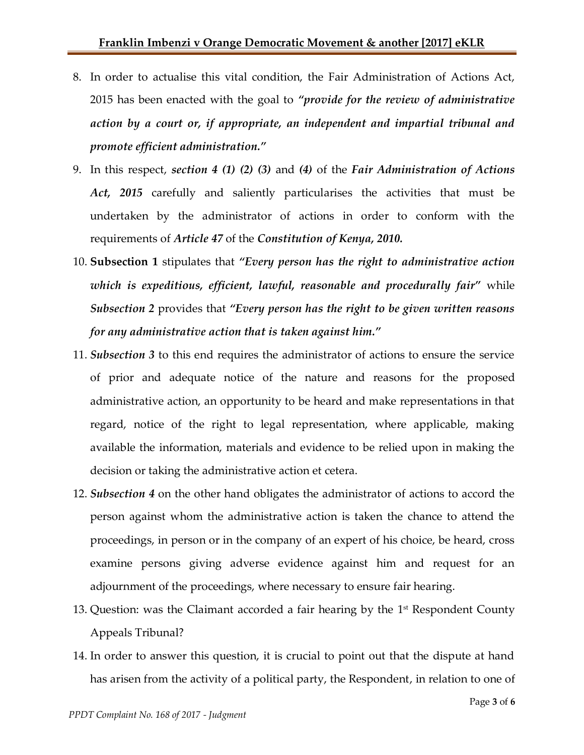8. In order to actualise this vital condition, the Fair Administration of Actions Act, 2015 has been enacted with the goal to ***"provide for the review of administrative action by a court or, if appropriate, an independent and impartial tribunal and promote efficient administration."***

9. In this respect, ***section 4 (1) (2) (3)*** and ***(4)*** of the ***Fair Administration of Actions Act, 2015*** carefully and saliently particularises the activities that must be undertaken by the administrator of actions in order to conform with the requirements of ***Article 47*** of the ***Constitution of Kenya, 2010.***

10. **Subsection 1** stipulates that ***"Every person has the right to administrative action which is expeditious, efficient, lawful, reasonable and procedurally fair"*** while ***Subsection 2*** provides that ***"Every person has the right to be given written reasons for any administrative action that is taken against him."***

11. ***Subsection 3*** to this end requires the administrator of actions to ensure the service of prior and adequate notice of the nature and reasons for the proposed administrative action, an opportunity to be heard and make representations in that regard, notice of the right to legal representation, where applicable, making available the information, materials and evidence to be relied upon in making the decision or taking the administrative action et cetera.

12. ***Subsection 4*** on the other hand obligates the administrator of actions to accord the person against whom the administrative action is taken the chance to attend the proceedings, in person or in the company of an expert of his choice, be heard, cross examine persons giving adverse evidence against him and request for an adjournment of the proceedings, where necessary to ensure fair hearing.

13. Question: was the Claimant accorded a fair hearing by the 1st Respondent County Appeals Tribunal?

14. In order to answer this question, it is crucial to point out that the dispute at hand has arisen from the activity of a political party, the Respondent, in relation to one of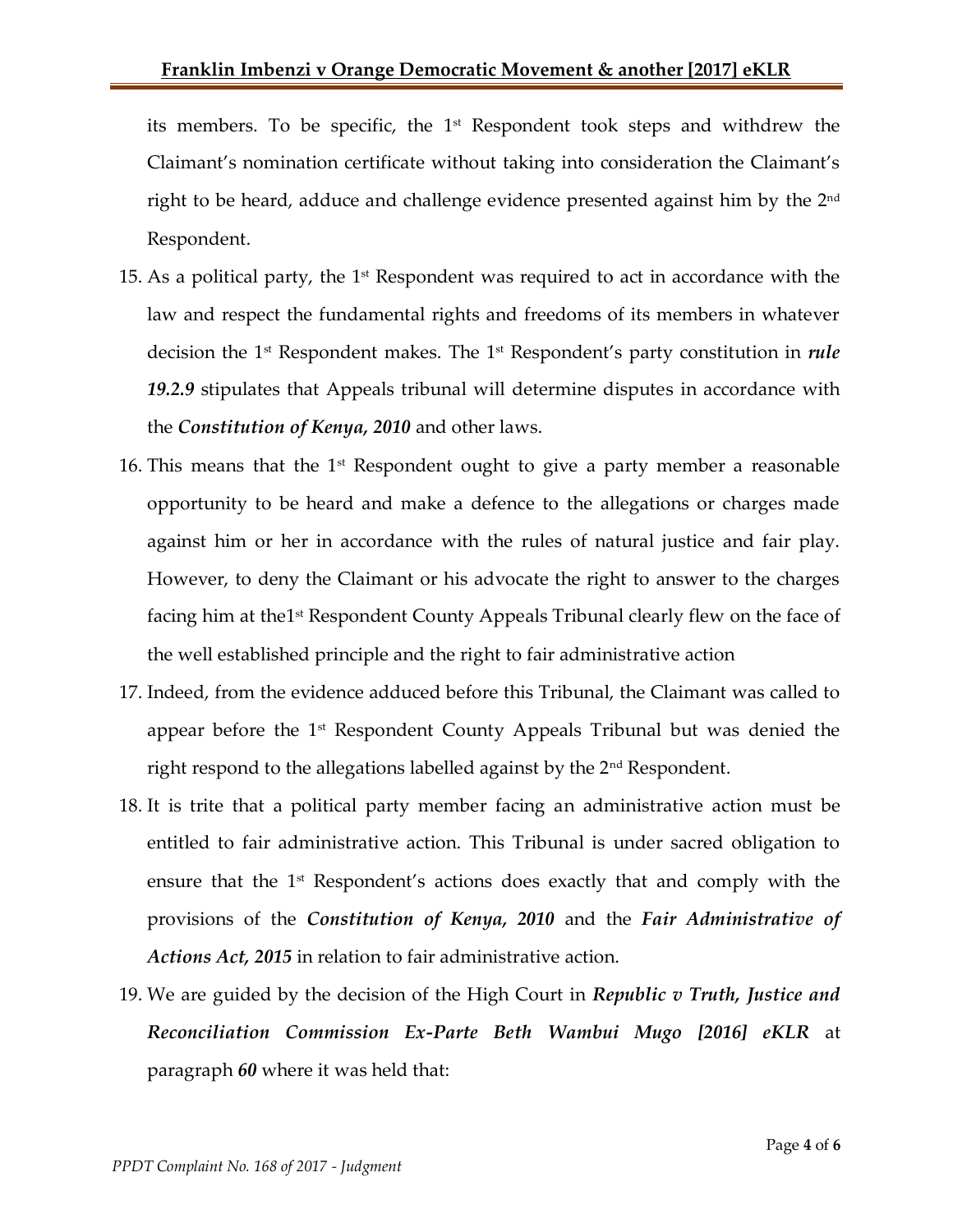its members. To be specific, the 1st Respondent took steps and withdrew the Claimant's nomination certificate without taking into consideration the Claimant's right to be heard, adduce and challenge evidence presented against him by the 2nd Respondent.

15. As a political party, the 1st Respondent was required to act in accordance with the law and respect the fundamental rights and freedoms of its members in whatever decision the 1st Respondent makes. The 1st Respondent's party constitution in ***rule 19.2.9*** stipulates that Appeals tribunal will determine disputes in accordance with the ***Constitution of Kenya, 2010*** and other laws.

16. This means that the 1st Respondent ought to give a party member a reasonable opportunity to be heard and make a defence to the allegations or charges made against him or her in accordance with the rules of natural justice and fair play. However, to deny the Claimant or his advocate the right to answer to the charges facing him at the1st Respondent County Appeals Tribunal clearly flew on the face of the well established principle and the right to fair administrative action

17. Indeed, from the evidence adduced before this Tribunal, the Claimant was called to appear before the 1st Respondent County Appeals Tribunal but was denied the right respond to the allegations labelled against by the 2nd Respondent.

18. It is trite that a political party member facing an administrative action must be entitled to fair administrative action. This Tribunal is under sacred obligation to ensure that the 1st Respondent's actions does exactly that and comply with the provisions of the ***Constitution of Kenya, 2010*** and the ***Fair Administrative of Actions Act, 2015*** in relation to fair administrative action.

19. We are guided by the decision of the High Court in ***Republic v Truth, Justice and Reconciliation Commission Ex-Parte Beth Wambui Mugo [2016] eKLR*** at paragraph ***60*** where it was held that: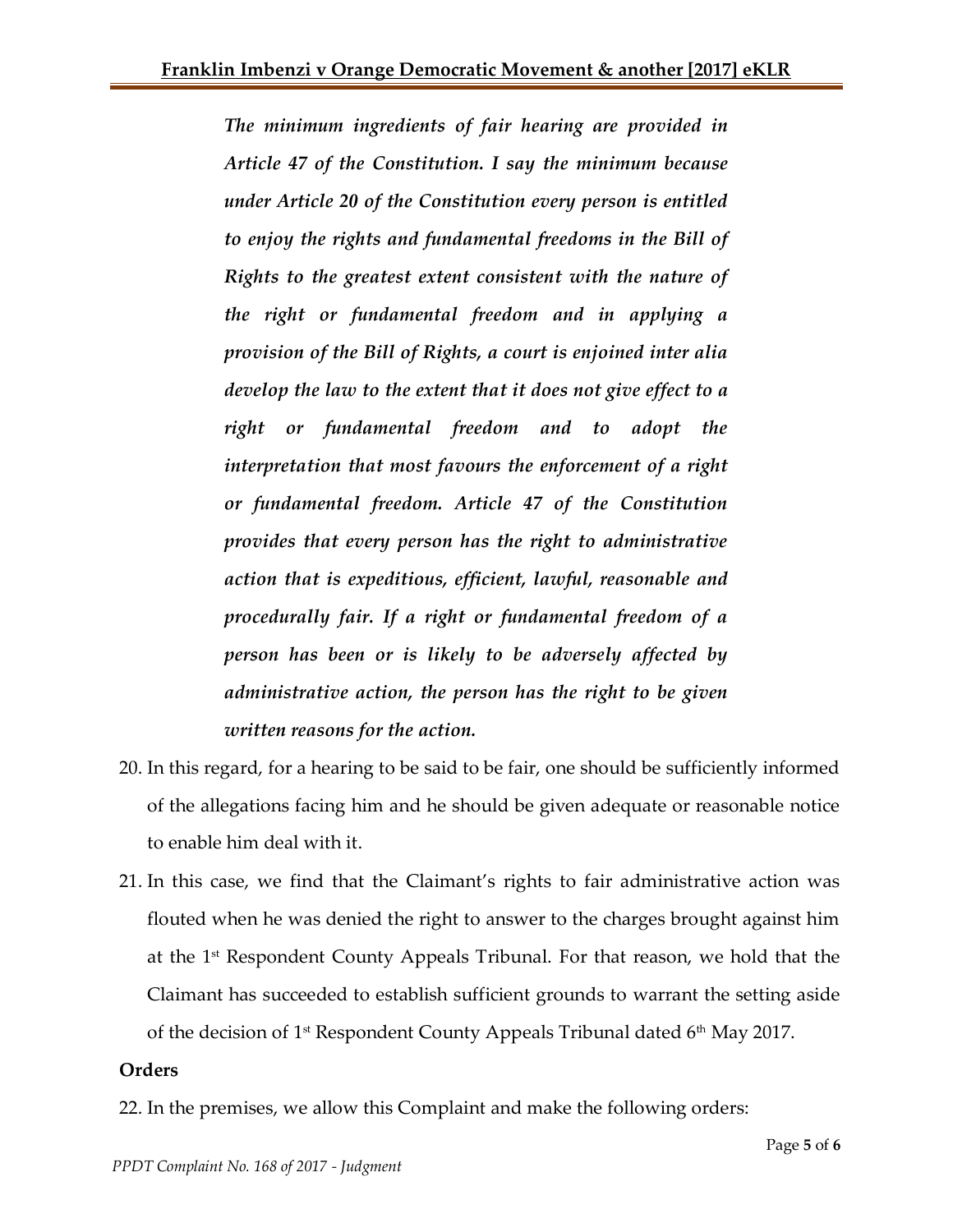> ***The minimum ingredients of fair hearing are provided in Article 47 of the Constitution. I say the minimum because under Article 20 of the Constitution every person is entitled to enjoy the rights and fundamental freedoms in the Bill of Rights to the greatest extent consistent with the nature of the right or fundamental freedom and in applying a provision of the Bill of Rights, a court is enjoined inter alia develop the law to the extent that it does not give effect to a right or fundamental freedom and to adopt the interpretation that most favours the enforcement of a right or fundamental freedom. Article 47 of the Constitution provides that every person has the right to administrative action that is expeditious, efficient, lawful, reasonable and procedurally fair. If a right or fundamental freedom of a person has been or is likely to be adversely affected by administrative action, the person has the right to be given written reasons for the action.***

20. In this regard, for a hearing to be said to be fair, one should be sufficiently informed of the allegations facing him and he should be given adequate or reasonable notice to enable him deal with it.

21. In this case, we find that the Claimant's rights to fair administrative action was flouted when he was denied the right to answer to the charges brought against him at the 1st Respondent County Appeals Tribunal. For that reason, we hold that the Claimant has succeeded to establish sufficient grounds to warrant the setting aside of the decision of 1st Respondent County Appeals Tribunal dated 6th May 2017.

**Orders**

22. In the premises, we allow this Complaint and make the following orders: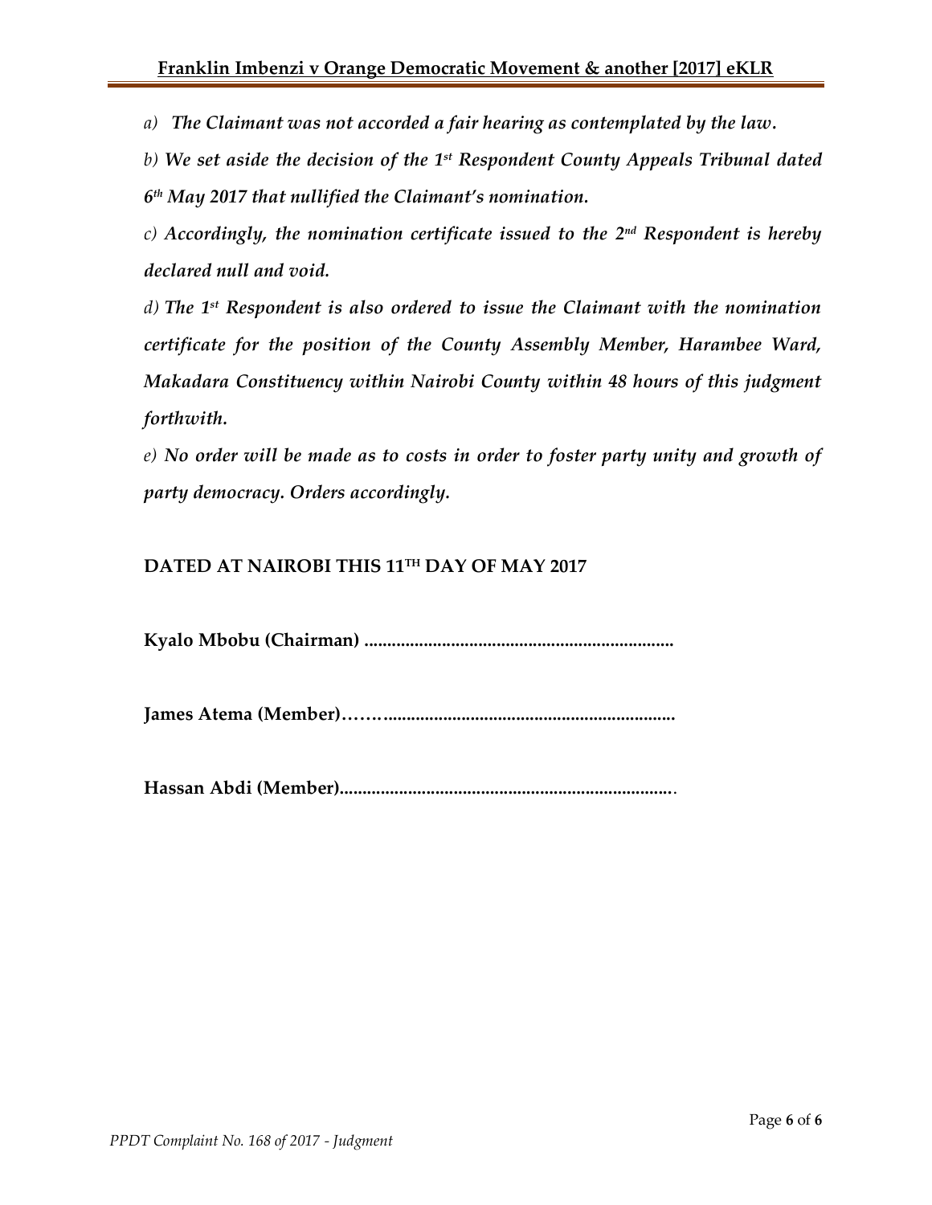*a)* ***The Claimant was not accorded a fair hearing as contemplated by the law.***

*b)* ***We set aside the decision of the 1st Respondent County Appeals Tribunal dated 6th May 2017 that nullified the Claimant's nomination.***

*c)* ***Accordingly, the nomination certificate issued to the 2nd Respondent is hereby declared null and void.***

*d)* ***The 1st Respondent is also ordered to issue the Claimant with the nomination certificate for the position of the County Assembly Member, Harambee Ward, Makadara Constituency within Nairobi County within 48 hours of this judgment forthwith.***

*e)* ***No order will be made as to costs in order to foster party unity and growth of party democracy. Orders accordingly.***

**DATED AT NAIROBI THIS 11TH DAY OF MAY 2017**

**Kyalo Mbobu (Chairman) ...................................................................**

**James Atema (Member)……..............................................................**

**Hassan Abdi (Member).........................................................................**

*PPDT Complaint No. 168 of 2017 - Judgment*